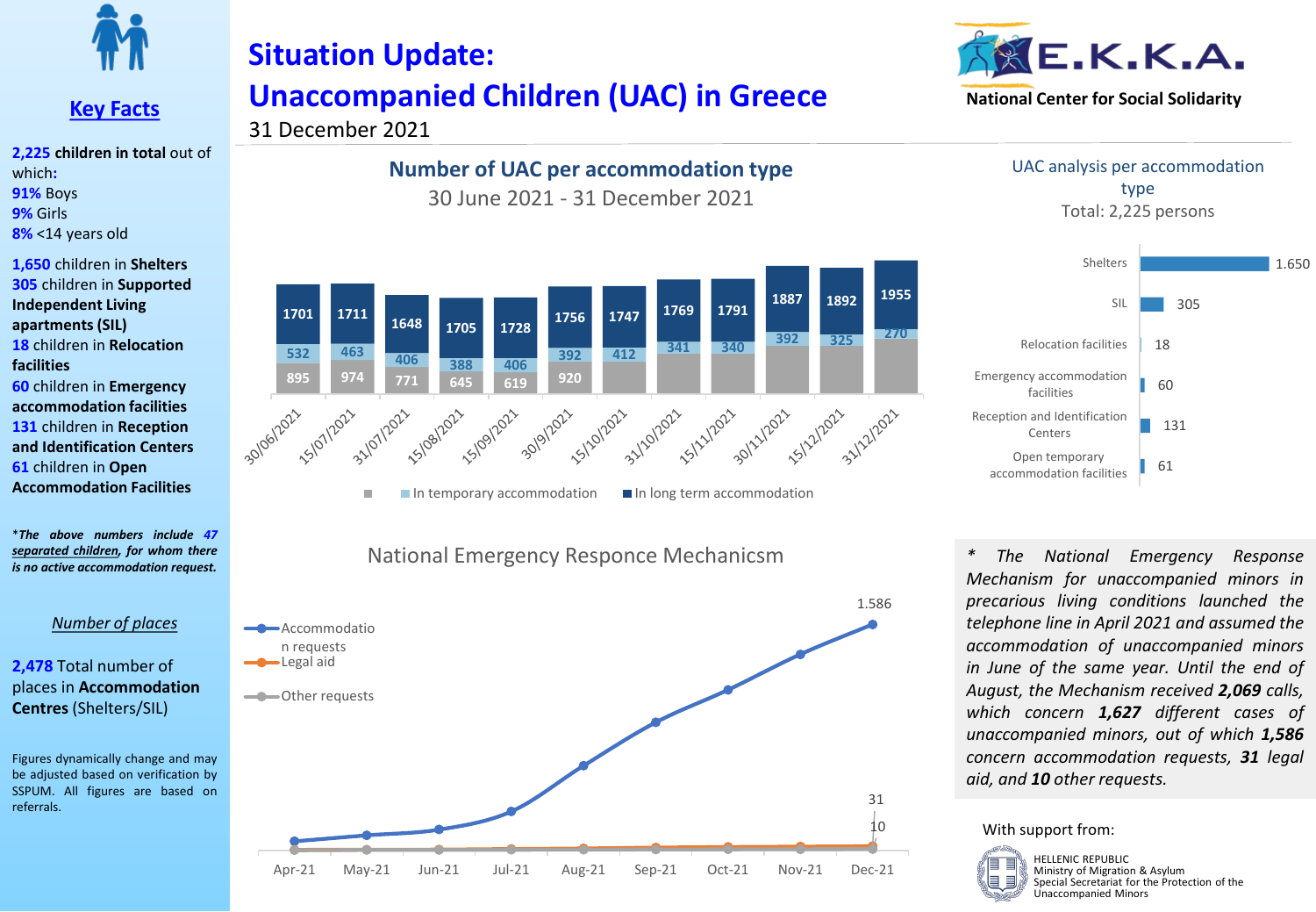# Situation Update: Unaccompanied Children (UAC) in Greece

31 December 2021

E.K.K.A. National Center for Social Solidarity

## Key Facts

**2,225 children in total** out of which:

**91%** Boys
**9%** Girls
**8%** <14 years old

**1,650** children in **Shelters**
**305** children in **Supported Independent Living apartments (SIL)**
**18** children in **Relocation facilities**
**60** children in **Emergency accommodation facilities**
**131** children in **Reception and Identification Centers**
**61** children in **Open Accommodation Facilities**

*\*The above numbers include **47** separated children, for whom there is no active accommodation request.*

*Number of places*

**2,478** Total number of places in **Accommodation Centres** (Shelters/SIL)

Figures dynamically change and may be adjusted based on verification by SSPUM. All figures are based on referrals.

## Number of UAC per accommodation type

30 June 2021 - 31 December 2021

| Date | In long term accommodation | In temporary accommodation | (unlabelled) |
|---|---|---|---|
| 30/06/2021 | 1701 | 532 | 895 |
| 15/07/2021 | 1711 | 463 | 974 |
| 31/07/2021 | 1648 | 406 | 771 |
| 15/08/2021 | 1705 | 388 | 645 |
| 15/09/2021 | 1728 | 406 | 619 |
| 30/9/2021 | 1756 | 392 | 920 |
| 15/10/2021 | 1747 | 412 | |
| 31/10/2021 | 1769 | 341 | |
| 15/11/2021 | 1791 | 340 | |
| 30/11/2021 | 1887 | 392 | |
| 15/12/2021 | 1892 | 325 | |
| 31/12/2021 | 1955 | 270 | |

## UAC analysis per accommodation type

Total: 2,225 persons

| Accommodation type | Number |
|---|---|
| Shelters | 1.650 |
| SIL | 305 |
| Relocation facilities | 18 |
| Emergency accommodation facilities | 60 |
| Reception and Identification Centers | 131 |
| Open temporary accommodation facilities | 61 |

## National Emergency Responce Mechanicsm

Accommodation requests / Legal aid / Other requests, Apr-21 to Dec-21. Dec-21 values: Accommodation requests 1.586, Legal aid 31, Other requests 10.

*\* The National Emergency Response Mechanism for unaccompanied minors in precarious living conditions launched the telephone line in April 2021 and assumed the accommodation of unaccompanied minors in June of the same year. Until the end of August, the Mechanism received **2,069** calls, which concern **1,627** different cases of unaccompanied minors, out of which **1,586** concern accommodation requests, **31** legal aid, and **10** other requests.*

With support from:

HELLENIC REPUBLIC
Ministry of Migration & Asylum
Special Secretariat for the Protection of the Unaccompanied Minors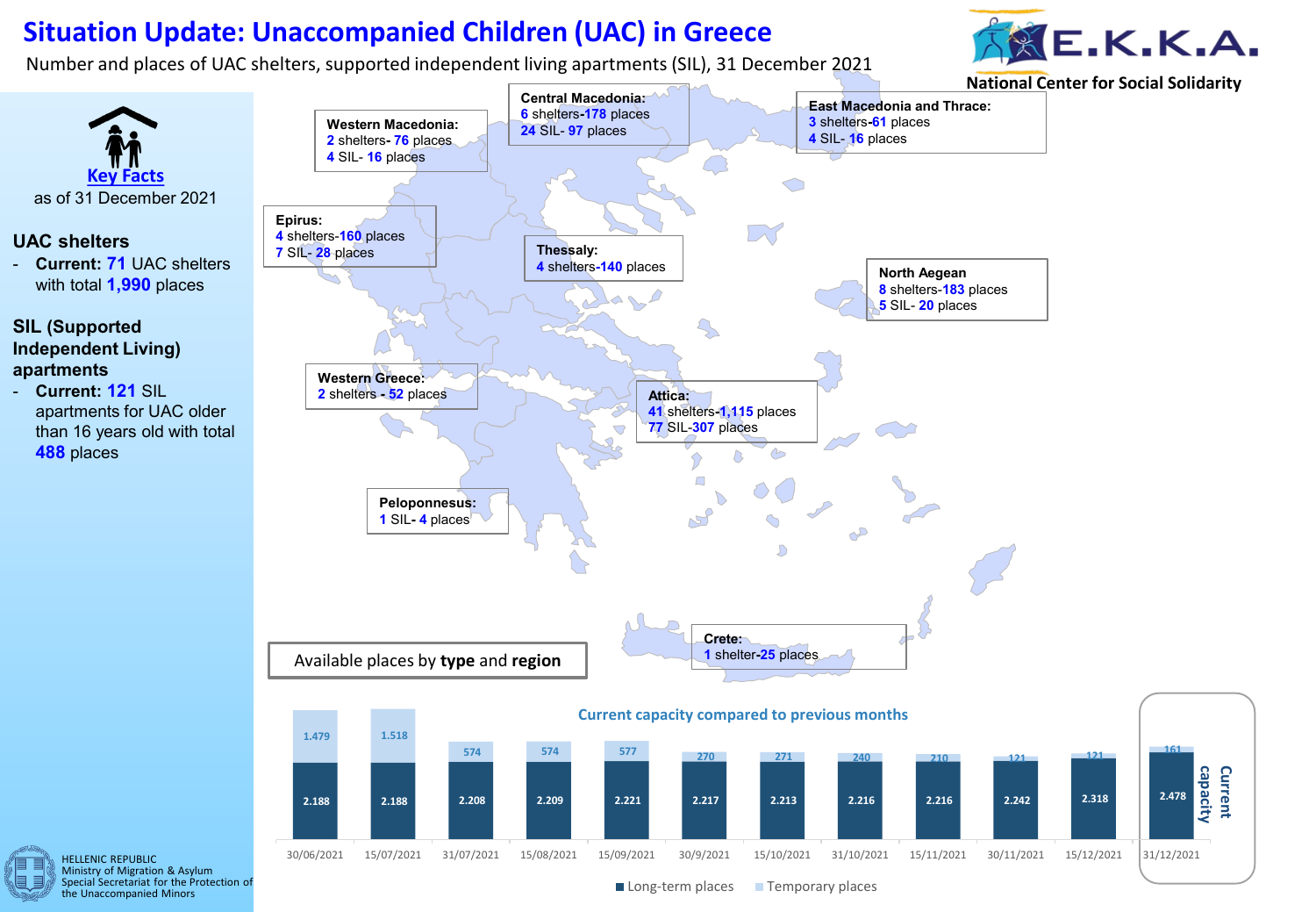# Situation Update: Unaccompanied Children (UAC) in Greece

Number and places of UAC shelters, supported independent living apartments (SIL), 31 December 2021

E.K.K.A. National Center for Social Solidarity

## Key Facts

as of 31 December 2021

### UAC shelters

- **Current: 71** UAC shelters with total **1,990** places

### SIL (Supported Independent Living) apartments

- **Current: 121** SIL apartments for UAC older than 16 years old with total **488** places

**Western Macedonia:**
2 shelters- 76 places
4 SIL- 16 places

**Central Macedonia:**
6 shelters-178 places
24 SIL- 97 places

**East Macedonia and Thrace:**
3 shelters-61 places
4 SIL- 16 places

**Epirus:**
4 shelters-160 places
7 SIL- 28 places

**Thessaly:**
4 shelters-140 places

**North Aegean**
8 shelters-183 places
5 SIL- 20 places

**Western Greece:**
2 shelters - 52 places

**Attica:**
41 shelters-1,115 places
77 SIL-307 places

**Peloponnesus:**
1 SIL- 4 places

**Crete:**
1 shelter-25 places

Available places by **type** and **region**

### Current capacity compared to previous months

| Date | Long-term places | Temporary places |
|---|---|---|
| 30/06/2021 | 2.188 | 1.479 |
| 15/07/2021 | 2.188 | 1.518 |
| 31/07/2021 | 2.208 | 574 |
| 15/08/2021 | 2.209 | 574 |
| 15/09/2021 | 2.221 | 577 |
| 30/9/2021 | 2.217 | 270 |
| 15/10/2021 | 2.213 | 271 |
| 31/10/2021 | 2.216 | 240 |
| 15/11/2021 | 2.216 | 210 |
| 30/11/2021 | 2.242 | 121 |
| 15/12/2021 | 2.318 | 121 |
| 31/12/2021 (Current capacity) | 2.478 | 161 |

HELLENIC REPUBLIC
Ministry of Migration & Asylum
Special Secretariat for the Protection of the Unaccompanied Minors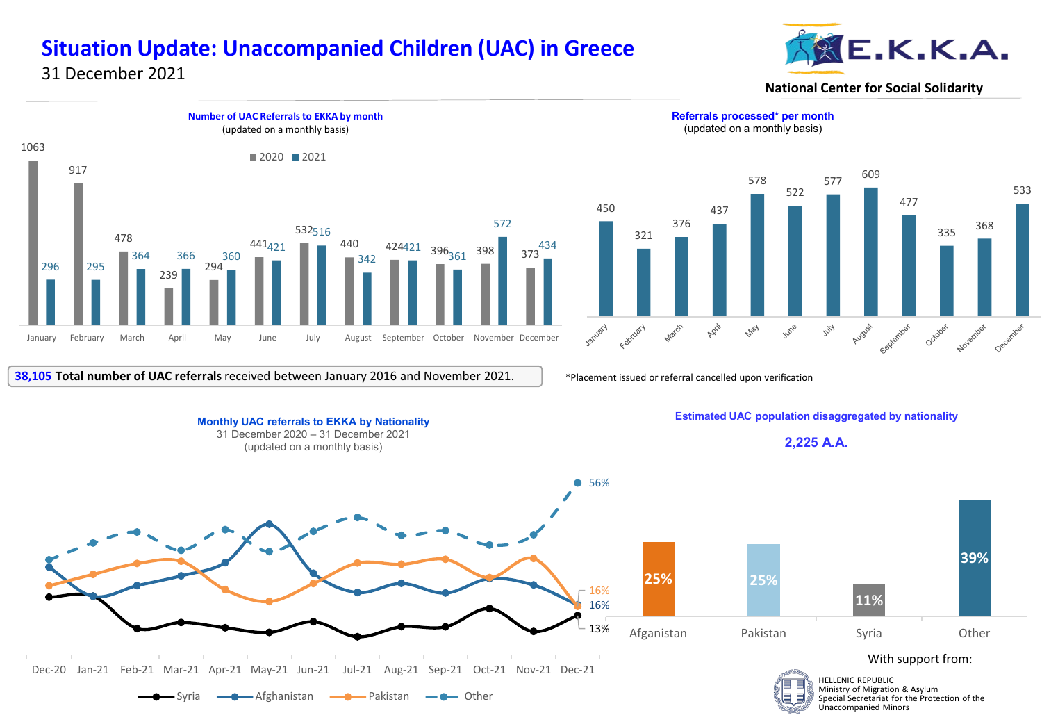# Situation Update: Unaccompanied Children (UAC) in Greece

31 December 2021

E.K.K.A.

National Center for Social Solidarity

**Number of UAC Referrals to EKKA by month**
(updated on a monthly basis)

2020 · 2021

January: 1063 · 296
February: 917 · 295
March: 478 · 364
April: 239 · 366
May: 294 · 360
June: 441 · 421
July: 532 · 516
August: 440 · 342
September: 424 · 421
October: 396 · 361
November: 398 · 572
December: 373 · 434

**38,105 Total number of UAC referrals** received between January 2016 and November 2021.

**Referrals processed* per month**
(updated on a monthly basis)

January: 450
February: 321
March: 376
April: 437
May: 578
June: 522
July: 577
August: 609
September: 477
October: 335
November: 368
December: 533

*Placement issued or referral cancelled upon verification

**Monthly UAC referrals to EKKA by Nationality**
31 December 2020 – 31 December 2021
(updated on a monthly basis)

Dec-20, Jan-21, Feb-21, Mar-21, Apr-21, May-21, Jun-21, Jul-21, Aug-21, Sep-21, Oct-21, Nov-21, Dec-21

56%
16%
16%
13%

Syria · Afghanistan · Pakistan · Other

**Estimated UAC population disaggregated by nationality**

**2,225 A.A.**

Afganistan: 25%
Pakistan: 25%
Syria: 11%
Other: 39%

With support from:

HELLENIC REPUBLIC
Ministry of Migration & Asylum
Special Secretariat for the Protection of the Unaccompanied Minors